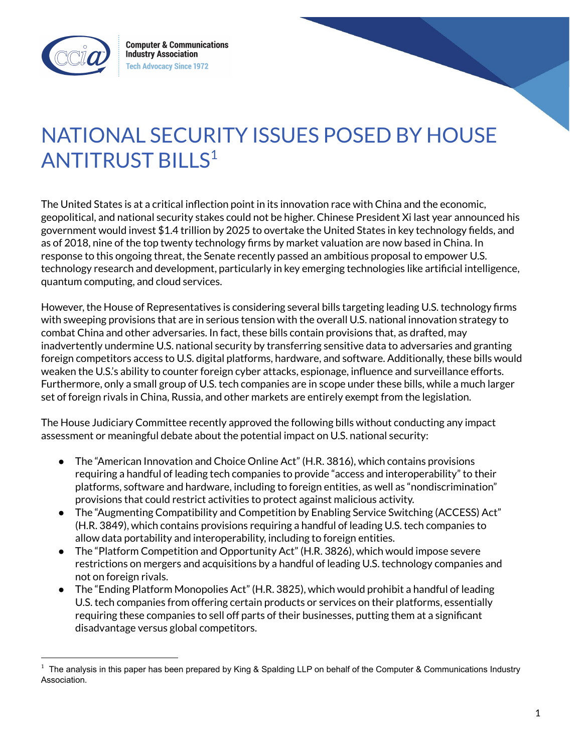Computer & Communications Industry Association
Tech Advocacy Since 1972

# NATIONAL SECURITY ISSUES POSED BY HOUSE ANTITRUST BILLS[1]

The United States is at a critical inflection point in its innovation race with China and the economic, geopolitical, and national security stakes could not be higher. Chinese President Xi last year announced his government would invest $1.4 trillion by 2025 to overtake the United States in key technology fields, and as of 2018, nine of the top twenty technology firms by market valuation are now based in China. In response to this ongoing threat, the Senate recently passed an ambitious proposal to empower U.S. technology research and development, particularly in key emerging technologies like artificial intelligence, quantum computing, and cloud services.

However, the House of Representatives is considering several bills targeting leading U.S. technology firms with sweeping provisions that are in serious tension with the overall U.S. national innovation strategy to combat China and other adversaries. In fact, these bills contain provisions that, as drafted, may inadvertently undermine U.S. national security by transferring sensitive data to adversaries and granting foreign competitors access to U.S. digital platforms, hardware, and software. Additionally, these bills would weaken the U.S.'s ability to counter foreign cyber attacks, espionage, influence and surveillance efforts. Furthermore, only a small group of U.S. tech companies are in scope under these bills, while a much larger set of foreign rivals in China, Russia, and other markets are entirely exempt from the legislation.

The House Judiciary Committee recently approved the following bills without conducting any impact assessment or meaningful debate about the potential impact on U.S. national security:

- The "American Innovation and Choice Online Act" (H.R. 3816), which contains provisions requiring a handful of leading tech companies to provide "access and interoperability" to their platforms, software and hardware, including to foreign entities, as well as "nondiscrimination" provisions that could restrict activities to protect against malicious activity.
- The "Augmenting Compatibility and Competition by Enabling Service Switching (ACCESS) Act" (H.R. 3849), which contains provisions requiring a handful of leading U.S. tech companies to allow data portability and interoperability, including to foreign entities.
- The "Platform Competition and Opportunity Act" (H.R. 3826), which would impose severe restrictions on mergers and acquisitions by a handful of leading U.S. technology companies and not on foreign rivals.
- The "Ending Platform Monopolies Act" (H.R. 3825), which would prohibit a handful of leading U.S. tech companies from offering certain products or services on their platforms, essentially requiring these companies to sell off parts of their businesses, putting them at a significant disadvantage versus global competitors.

---

[1] The analysis in this paper has been prepared by King & Spalding LLP on behalf of the Computer & Communications Industry Association.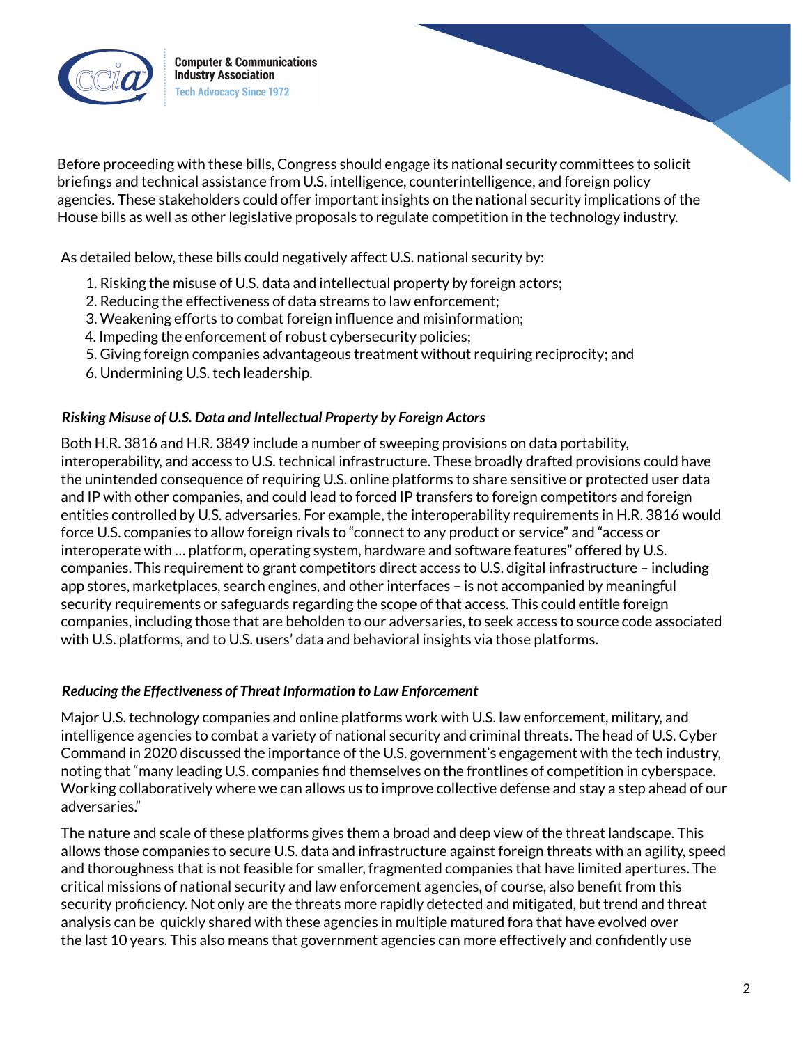Before proceeding with these bills, Congress should engage its national security committees to solicit briefings and technical assistance from U.S. intelligence, counterintelligence, and foreign policy agencies. These stakeholders could offer important insights on the national security implications of the House bills as well as other legislative proposals to regulate competition in the technology industry.

As detailed below, these bills could negatively affect U.S. national security by:

1. Risking the misuse of U.S. data and intellectual property by foreign actors;
2. Reducing the effectiveness of data streams to law enforcement;
3. Weakening efforts to combat foreign influence and misinformation;
4. Impeding the enforcement of robust cybersecurity policies;
5. Giving foreign companies advantageous treatment without requiring reciprocity; and
6. Undermining U.S. tech leadership.

***Risking Misuse of U.S. Data and Intellectual Property by Foreign Actors***

Both H.R. 3816 and H.R. 3849 include a number of sweeping provisions on data portability, interoperability, and access to U.S. technical infrastructure. These broadly drafted provisions could have the unintended consequence of requiring U.S. online platforms to share sensitive or protected user data and IP with other companies, and could lead to forced IP transfers to foreign competitors and foreign entities controlled by U.S. adversaries. For example, the interoperability requirements in H.R. 3816 would force U.S. companies to allow foreign rivals to "connect to any product or service" and "access or interoperate with … platform, operating system, hardware and software features" offered by U.S. companies. This requirement to grant competitors direct access to U.S. digital infrastructure – including app stores, marketplaces, search engines, and other interfaces – is not accompanied by meaningful security requirements or safeguards regarding the scope of that access. This could entitle foreign companies, including those that are beholden to our adversaries, to seek access to source code associated with U.S. platforms, and to U.S. users' data and behavioral insights via those platforms.

***Reducing the Effectiveness of Threat Information to Law Enforcement***

Major U.S. technology companies and online platforms work with U.S. law enforcement, military, and intelligence agencies to combat a variety of national security and criminal threats. The head of U.S. Cyber Command in 2020 discussed the importance of the U.S. government's engagement with the tech industry, noting that "many leading U.S. companies find themselves on the frontlines of competition in cyberspace. Working collaboratively where we can allows us to improve collective defense and stay a step ahead of our adversaries."

The nature and scale of these platforms gives them a broad and deep view of the threat landscape. This allows those companies to secure U.S. data and infrastructure against foreign threats with an agility, speed and thoroughness that is not feasible for smaller, fragmented companies that have limited apertures. The critical missions of national security and law enforcement agencies, of course, also benefit from this security proficiency. Not only are the threats more rapidly detected and mitigated, but trend and threat analysis can be quickly shared with these agencies in multiple matured fora that have evolved over the last 10 years. This also means that government agencies can more effectively and confidently use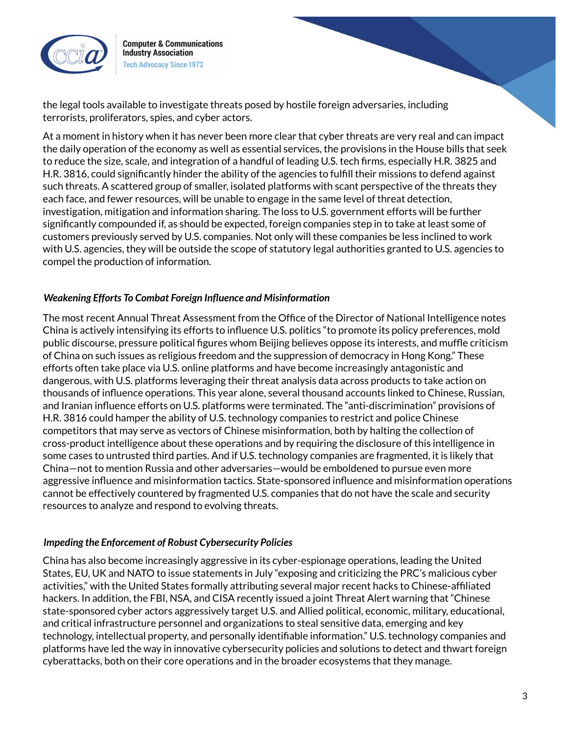the legal tools available to investigate threats posed by hostile foreign adversaries, including terrorists, proliferators, spies, and cyber actors.

At a moment in history when it has never been more clear that cyber threats are very real and can impact the daily operation of the economy as well as essential services, the provisions in the House bills that seek to reduce the size, scale, and integration of a handful of leading U.S. tech firms, especially H.R. 3825 and H.R. 3816, could significantly hinder the ability of the agencies to fulfill their missions to defend against such threats. A scattered group of smaller, isolated platforms with scant perspective of the threats they each face, and fewer resources, will be unable to engage in the same level of threat detection, investigation, mitigation and information sharing. The loss to U.S. government efforts will be further significantly compounded if, as should be expected, foreign companies step in to take at least some of customers previously served by U.S. companies. Not only will these companies be less inclined to work with U.S. agencies, they will be outside the scope of statutory legal authorities granted to U.S. agencies to compel the production of information.

***Weakening Efforts To Combat Foreign Influence and Misinformation***

The most recent Annual Threat Assessment from the Office of the Director of National Intelligence notes China is actively intensifying its efforts to influence U.S. politics "to promote its policy preferences, mold public discourse, pressure political figures whom Beijing believes oppose its interests, and muffle criticism of China on such issues as religious freedom and the suppression of democracy in Hong Kong." These efforts often take place via U.S. online platforms and have become increasingly antagonistic and dangerous, with U.S. platforms leveraging their threat analysis data across products to take action on thousands of influence operations. This year alone, several thousand accounts linked to Chinese, Russian, and Iranian influence efforts on U.S. platforms were terminated. The "anti-discrimination" provisions of H.R. 3816 could hamper the ability of U.S. technology companies to restrict and police Chinese competitors that may serve as vectors of Chinese misinformation, both by halting the collection of cross-product intelligence about these operations and by requiring the disclosure of this intelligence in some cases to untrusted third parties. And if U.S. technology companies are fragmented, it is likely that China—not to mention Russia and other adversaries—would be emboldened to pursue even more aggressive influence and misinformation tactics. State-sponsored influence and misinformation operations cannot be effectively countered by fragmented U.S. companies that do not have the scale and security resources to analyze and respond to evolving threats.

***Impeding the Enforcement of Robust Cybersecurity Policies***

China has also become increasingly aggressive in its cyber-espionage operations, leading the United States, EU, UK and NATO to issue statements in July "exposing and criticizing the PRC's malicious cyber activities," with the United States formally attributing several major recent hacks to Chinese-affiliated hackers. In addition, the FBI, NSA, and CISA recently issued a joint Threat Alert warning that "Chinese state-sponsored cyber actors aggressively target U.S. and Allied political, economic, military, educational, and critical infrastructure personnel and organizations to steal sensitive data, emerging and key technology, intellectual property, and personally identifiable information." U.S. technology companies and platforms have led the way in innovative cybersecurity policies and solutions to detect and thwart foreign cyberattacks, both on their core operations and in the broader ecosystems that they manage.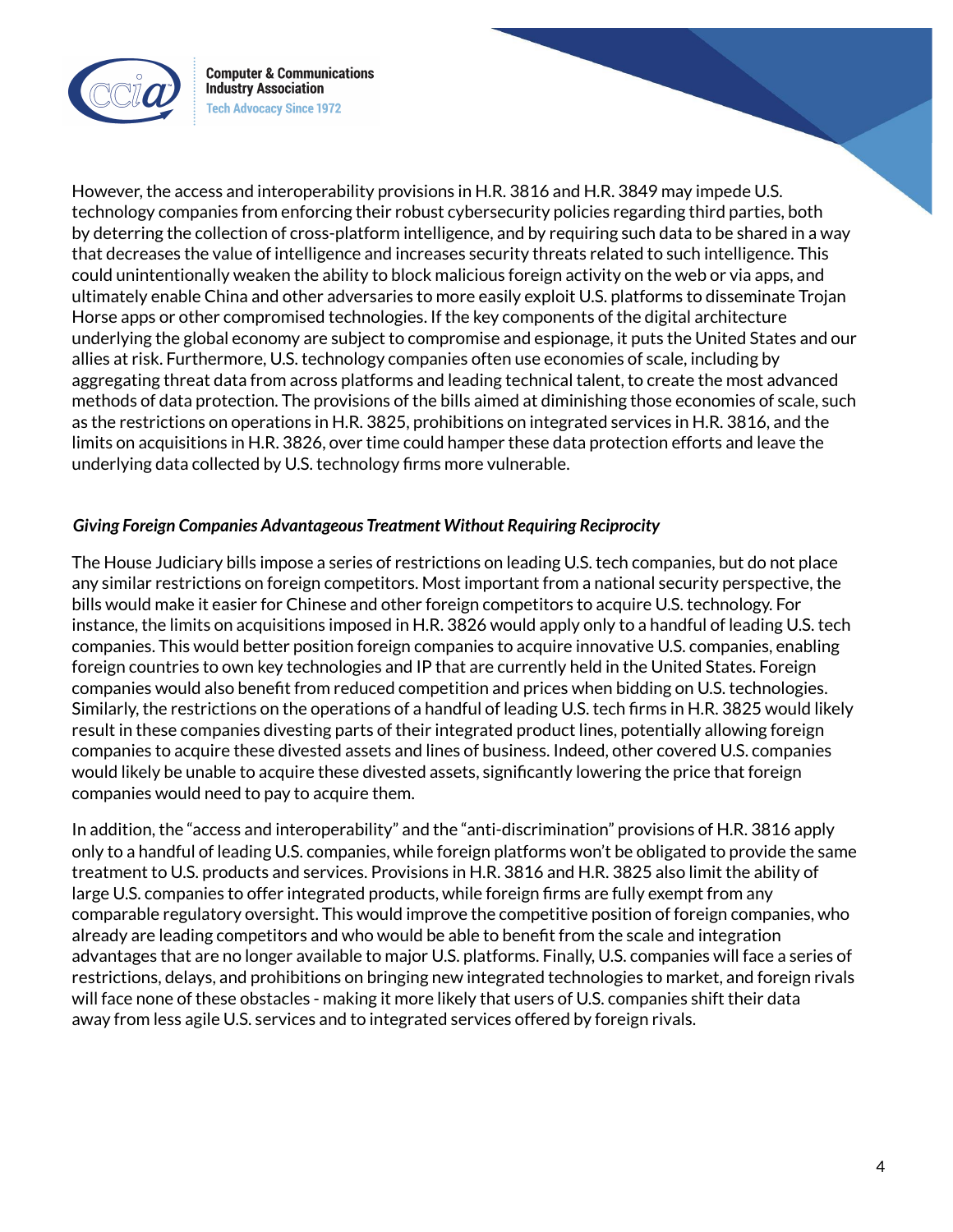However, the access and interoperability provisions in H.R. 3816 and H.R. 3849 may impede U.S. technology companies from enforcing their robust cybersecurity policies regarding third parties, both by deterring the collection of cross-platform intelligence, and by requiring such data to be shared in a way that decreases the value of intelligence and increases security threats related to such intelligence. This could unintentionally weaken the ability to block malicious foreign activity on the web or via apps, and ultimately enable China and other adversaries to more easily exploit U.S. platforms to disseminate Trojan Horse apps or other compromised technologies. If the key components of the digital architecture underlying the global economy are subject to compromise and espionage, it puts the United States and our allies at risk. Furthermore, U.S. technology companies often use economies of scale, including by aggregating threat data from across platforms and leading technical talent, to create the most advanced methods of data protection. The provisions of the bills aimed at diminishing those economies of scale, such as the restrictions on operations in H.R. 3825, prohibitions on integrated services in H.R. 3816, and the limits on acquisitions in H.R. 3826, over time could hamper these data protection efforts and leave the underlying data collected by U.S. technology firms more vulnerable.

### *Giving Foreign Companies Advantageous Treatment Without Requiring Reciprocity*

The House Judiciary bills impose a series of restrictions on leading U.S. tech companies, but do not place any similar restrictions on foreign competitors. Most important from a national security perspective, the bills would make it easier for Chinese and other foreign competitors to acquire U.S. technology. For instance, the limits on acquisitions imposed in H.R. 3826 would apply only to a handful of leading U.S. tech companies. This would better position foreign companies to acquire innovative U.S. companies, enabling foreign countries to own key technologies and IP that are currently held in the United States. Foreign companies would also benefit from reduced competition and prices when bidding on U.S. technologies. Similarly, the restrictions on the operations of a handful of leading U.S. tech firms in H.R. 3825 would likely result in these companies divesting parts of their integrated product lines, potentially allowing foreign companies to acquire these divested assets and lines of business. Indeed, other covered U.S. companies would likely be unable to acquire these divested assets, significantly lowering the price that foreign companies would need to pay to acquire them.

In addition, the "access and interoperability" and the "anti-discrimination" provisions of H.R. 3816 apply only to a handful of leading U.S. companies, while foreign platforms won't be obligated to provide the same treatment to U.S. products and services. Provisions in H.R. 3816 and H.R. 3825 also limit the ability of large U.S. companies to offer integrated products, while foreign firms are fully exempt from any comparable regulatory oversight. This would improve the competitive position of foreign companies, who already are leading competitors and who would be able to benefit from the scale and integration advantages that are no longer available to major U.S. platforms. Finally, U.S. companies will face a series of restrictions, delays, and prohibitions on bringing new integrated technologies to market, and foreign rivals will face none of these obstacles - making it more likely that users of U.S. companies shift their data away from less agile U.S. services and to integrated services offered by foreign rivals.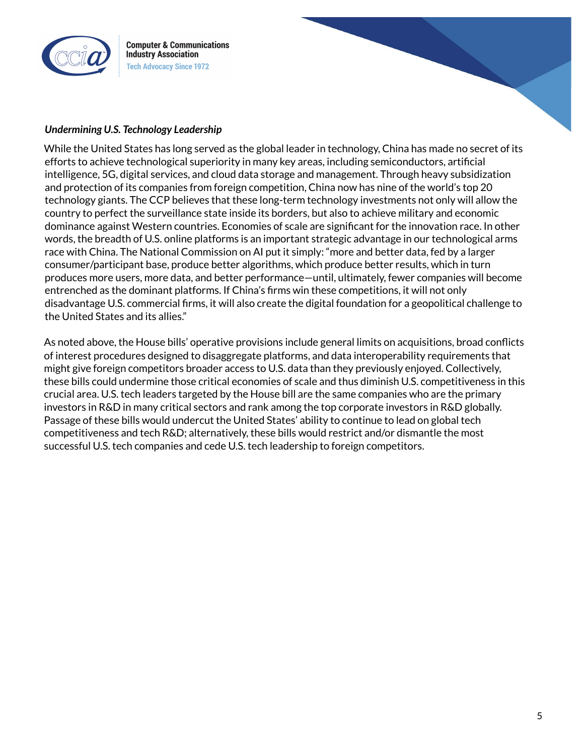***Undermining U.S. Technology Leadership***

While the United States has long served as the global leader in technology, China has made no secret of its efforts to achieve technological superiority in many key areas, including semiconductors, artificial intelligence, 5G, digital services, and cloud data storage and management. Through heavy subsidization and protection of its companies from foreign competition, China now has nine of the world's top 20 technology giants. The CCP believes that these long-term technology investments not only will allow the country to perfect the surveillance state inside its borders, but also to achieve military and economic dominance against Western countries. Economies of scale are significant for the innovation race. In other words, the breadth of U.S. online platforms is an important strategic advantage in our technological arms race with China. The National Commission on AI put it simply: "more and better data, fed by a larger consumer/participant base, produce better algorithms, which produce better results, which in turn produces more users, more data, and better performance—until, ultimately, fewer companies will become entrenched as the dominant platforms. If China's firms win these competitions, it will not only disadvantage U.S. commercial firms, it will also create the digital foundation for a geopolitical challenge to the United States and its allies."

As noted above, the House bills' operative provisions include general limits on acquisitions, broad conflicts of interest procedures designed to disaggregate platforms, and data interoperability requirements that might give foreign competitors broader access to U.S. data than they previously enjoyed. Collectively, these bills could undermine those critical economies of scale and thus diminish U.S. competitiveness in this crucial area. U.S. tech leaders targeted by the House bill are the same companies who are the primary investors in R&D in many critical sectors and rank among the top corporate investors in R&D globally. Passage of these bills would undercut the United States' ability to continue to lead on global tech competitiveness and tech R&D; alternatively, these bills would restrict and/or dismantle the most successful U.S. tech companies and cede U.S. tech leadership to foreign competitors.